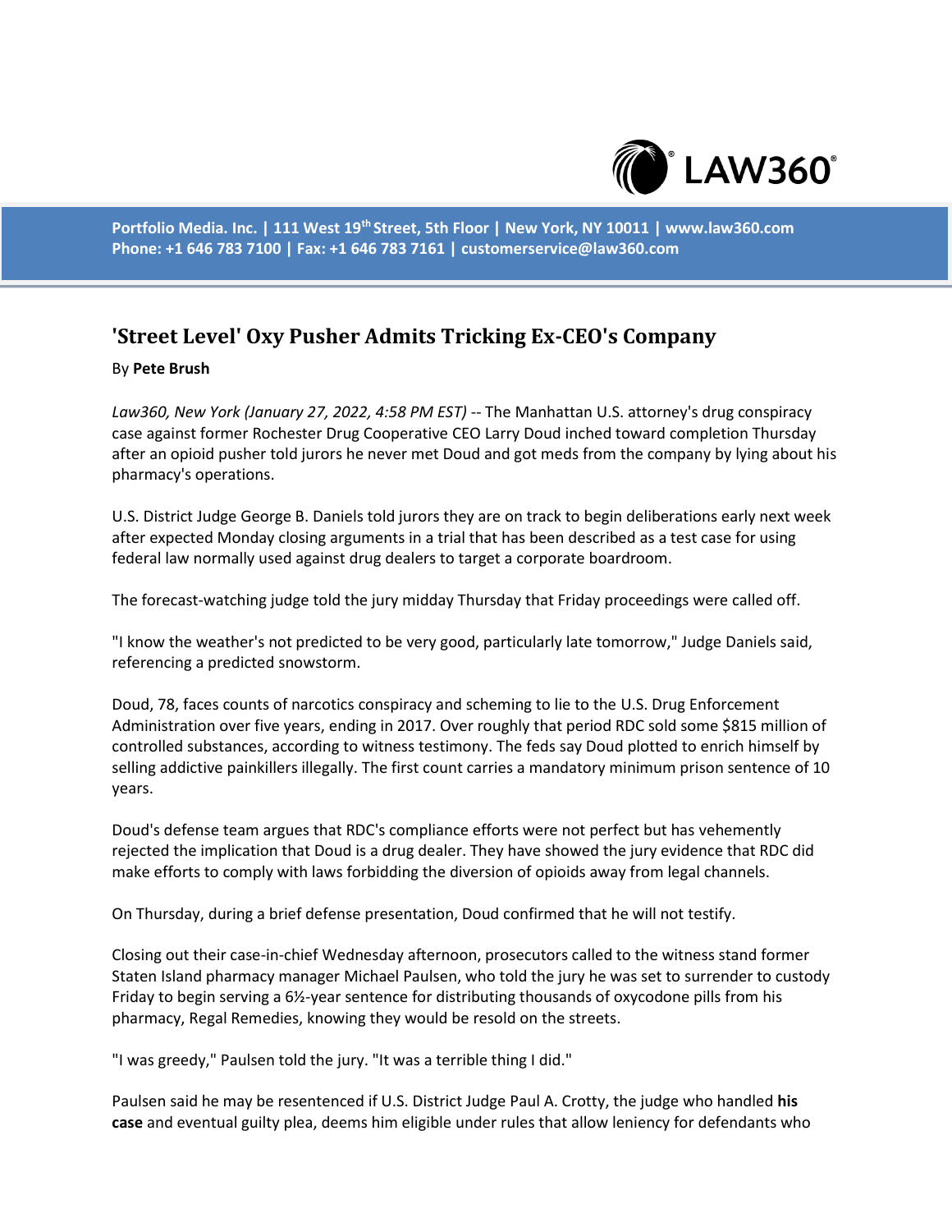Portfolio Media. Inc. | 111 West 19th Street, 5th Floor | New York, NY 10011 | www.law360.com
Phone: +1 646 783 7100 | Fax: +1 646 783 7161 | customerservice@law360.com

# 'Street Level' Oxy Pusher Admits Tricking Ex-CEO's Company

By **Pete Brush**

*Law360, New York (January 27, 2022, 4:58 PM EST)* -- The Manhattan U.S. attorney's drug conspiracy case against former Rochester Drug Cooperative CEO Larry Doud inched toward completion Thursday after an opioid pusher told jurors he never met Doud and got meds from the company by lying about his pharmacy's operations.

U.S. District Judge George B. Daniels told jurors they are on track to begin deliberations early next week after expected Monday closing arguments in a trial that has been described as a test case for using federal law normally used against drug dealers to target a corporate boardroom.

The forecast-watching judge told the jury midday Thursday that Friday proceedings were called off.

"I know the weather's not predicted to be very good, particularly late tomorrow," Judge Daniels said, referencing a predicted snowstorm.

Doud, 78, faces counts of narcotics conspiracy and scheming to lie to the U.S. Drug Enforcement Administration over five years, ending in 2017. Over roughly that period RDC sold some $815 million of controlled substances, according to witness testimony. The feds say Doud plotted to enrich himself by selling addictive painkillers illegally. The first count carries a mandatory minimum prison sentence of 10 years.

Doud's defense team argues that RDC's compliance efforts were not perfect but has vehemently rejected the implication that Doud is a drug dealer. They have showed the jury evidence that RDC did make efforts to comply with laws forbidding the diversion of opioids away from legal channels.

On Thursday, during a brief defense presentation, Doud confirmed that he will not testify.

Closing out their case-in-chief Wednesday afternoon, prosecutors called to the witness stand former Staten Island pharmacy manager Michael Paulsen, who told the jury he was set to surrender to custody Friday to begin serving a 6½-year sentence for distributing thousands of oxycodone pills from his pharmacy, Regal Remedies, knowing they would be resold on the streets.

"I was greedy," Paulsen told the jury. "It was a terrible thing I did."

Paulsen said he may be resentenced if U.S. District Judge Paul A. Crotty, the judge who handled **his case** and eventual guilty plea, deems him eligible under rules that allow leniency for defendants who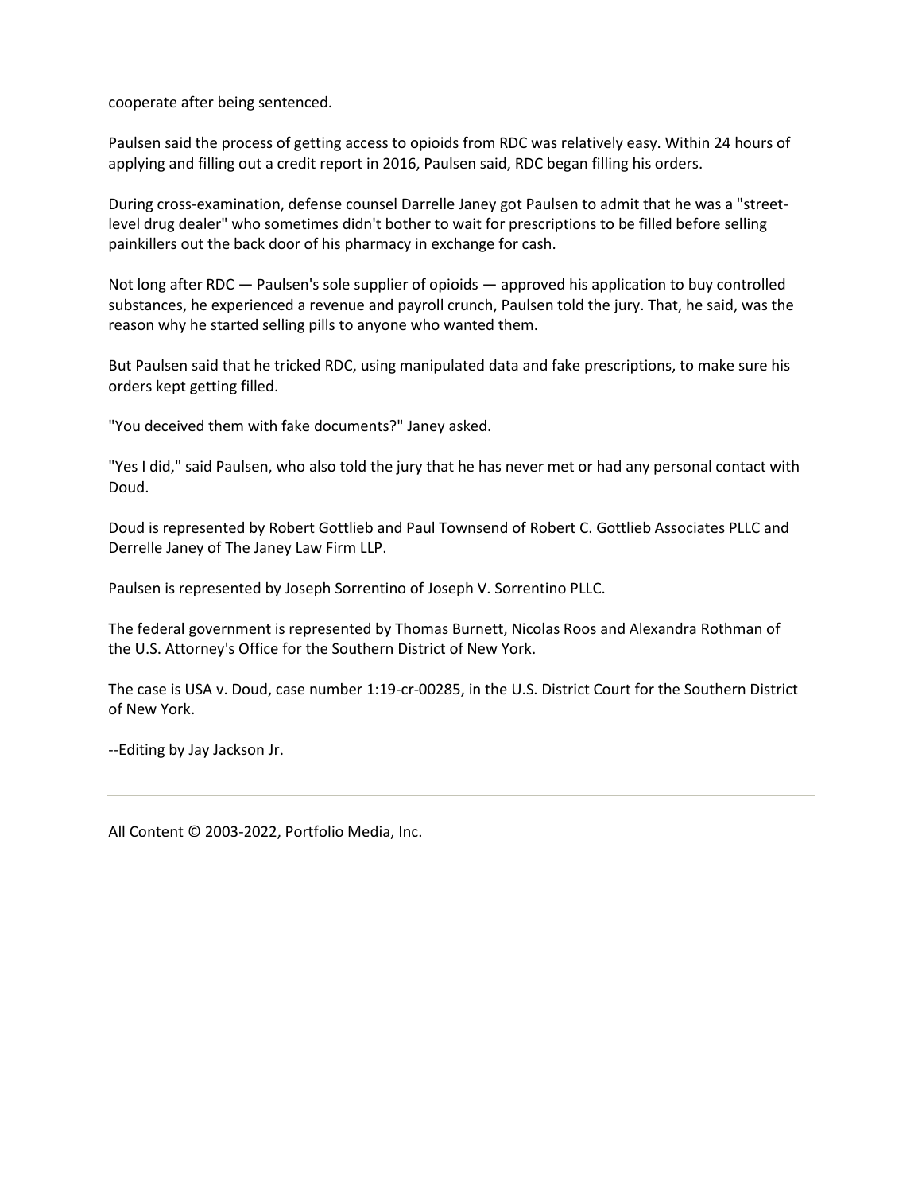cooperate after being sentenced.

Paulsen said the process of getting access to opioids from RDC was relatively easy. Within 24 hours of applying and filling out a credit report in 2016, Paulsen said, RDC began filling his orders.

During cross-examination, defense counsel Darrelle Janey got Paulsen to admit that he was a "street-level drug dealer" who sometimes didn't bother to wait for prescriptions to be filled before selling painkillers out the back door of his pharmacy in exchange for cash.

Not long after RDC — Paulsen's sole supplier of opioids — approved his application to buy controlled substances, he experienced a revenue and payroll crunch, Paulsen told the jury. That, he said, was the reason why he started selling pills to anyone who wanted them.

But Paulsen said that he tricked RDC, using manipulated data and fake prescriptions, to make sure his orders kept getting filled.

"You deceived them with fake documents?" Janey asked.

"Yes I did," said Paulsen, who also told the jury that he has never met or had any personal contact with Doud.

Doud is represented by Robert Gottlieb and Paul Townsend of Robert C. Gottlieb Associates PLLC and Derrelle Janey of The Janey Law Firm LLP.

Paulsen is represented by Joseph Sorrentino of Joseph V. Sorrentino PLLC.

The federal government is represented by Thomas Burnett, Nicolas Roos and Alexandra Rothman of the U.S. Attorney's Office for the Southern District of New York.

The case is USA v. Doud, case number 1:19-cr-00285, in the U.S. District Court for the Southern District of New York.

--Editing by Jay Jackson Jr.

---

All Content © 2003-2022, Portfolio Media, Inc.